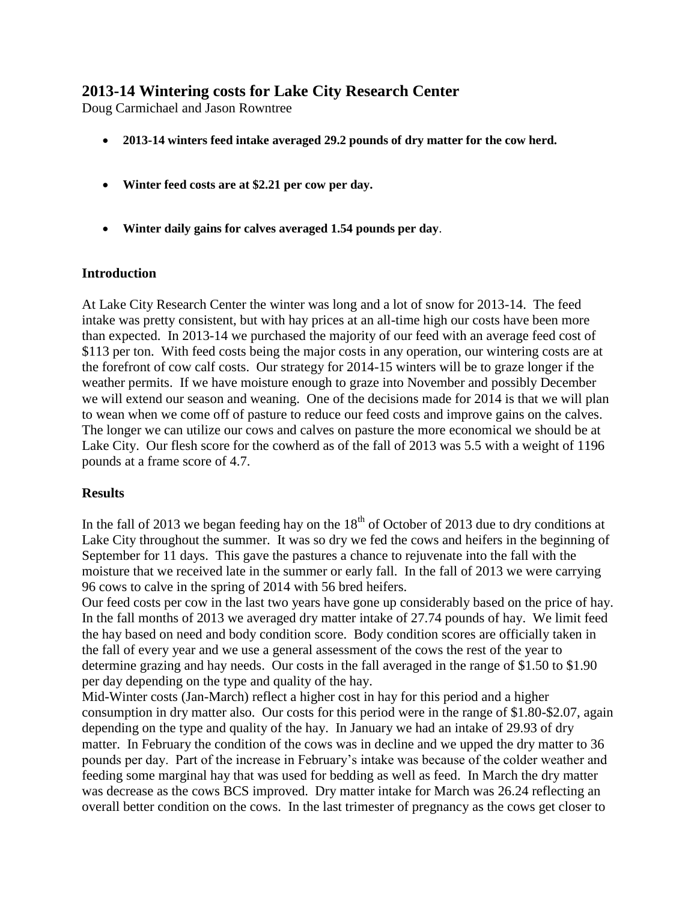# 2013-14 Wintering costs for Lake City Research Center

Doug Carmichael and Jason Rowntree

- **2013-14 winters feed intake averaged 29.2 pounds of dry matter for the cow herd.**
- **Winter feed costs are at $2.21 per cow per day.**
- **Winter daily gains for calves averaged 1.54 pounds per day**.

## Introduction

At Lake City Research Center the winter was long and a lot of snow for 2013-14. The feed intake was pretty consistent, but with hay prices at an all-time high our costs have been more than expected. In 2013-14 we purchased the majority of our feed with an average feed cost of $113 per ton. With feed costs being the major costs in any operation, our wintering costs are at the forefront of cow calf costs. Our strategy for 2014-15 winters will be to graze longer if the weather permits. If we have moisture enough to graze into November and possibly December we will extend our season and weaning. One of the decisions made for 2014 is that we will plan to wean when we come off of pasture to reduce our feed costs and improve gains on the calves. The longer we can utilize our cows and calves on pasture the more economical we should be at Lake City. Our flesh score for the cowherd as of the fall of 2013 was 5.5 with a weight of 1196 pounds at a frame score of 4.7.

## Results

In the fall of 2013 we began feeding hay on the 18th of October of 2013 due to dry conditions at Lake City throughout the summer. It was so dry we fed the cows and heifers in the beginning of September for 11 days. This gave the pastures a chance to rejuvenate into the fall with the moisture that we received late in the summer or early fall. In the fall of 2013 we were carrying 96 cows to calve in the spring of 2014 with 56 bred heifers.

Our feed costs per cow in the last two years have gone up considerably based on the price of hay. In the fall months of 2013 we averaged dry matter intake of 27.74 pounds of hay. We limit feed the hay based on need and body condition score. Body condition scores are officially taken in the fall of every year and we use a general assessment of the cows the rest of the year to determine grazing and hay needs. Our costs in the fall averaged in the range of $1.50 to $1.90 per day depending on the type and quality of the hay.

Mid-Winter costs (Jan-March) reflect a higher cost in hay for this period and a higher consumption in dry matter also. Our costs for this period were in the range of $1.80-$2.07, again depending on the type and quality of the hay. In January we had an intake of 29.93 of dry matter. In February the condition of the cows was in decline and we upped the dry matter to 36 pounds per day. Part of the increase in February's intake was because of the colder weather and feeding some marginal hay that was used for bedding as well as feed. In March the dry matter was decrease as the cows BCS improved. Dry matter intake for March was 26.24 reflecting an overall better condition on the cows. In the last trimester of pregnancy as the cows get closer to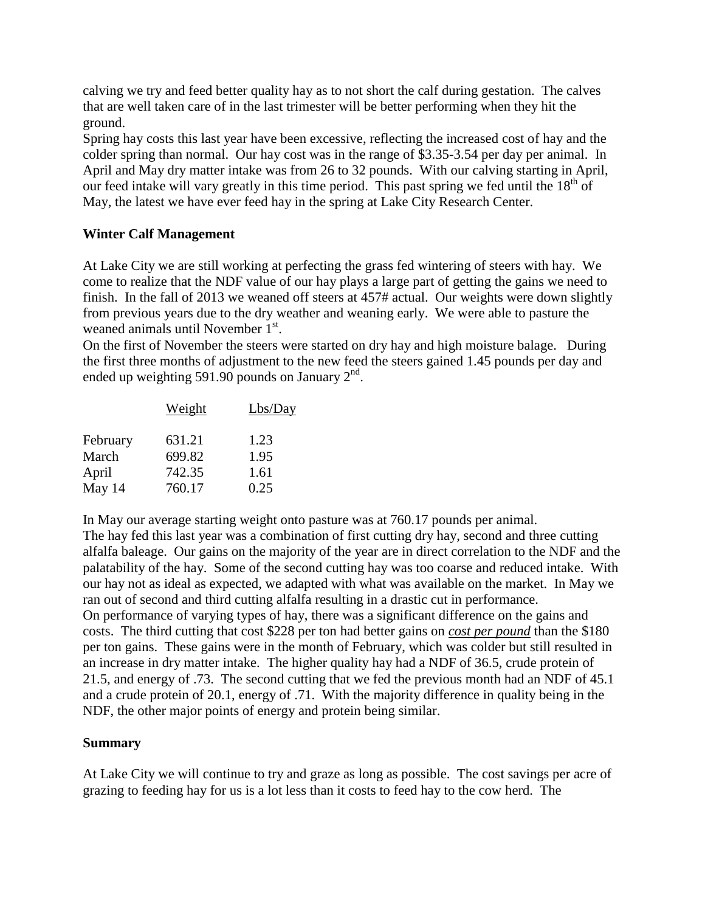calving we try and feed better quality hay as to not short the calf during gestation. The calves that are well taken care of in the last trimester will be better performing when they hit the ground.

Spring hay costs this last year have been excessive, reflecting the increased cost of hay and the colder spring than normal. Our hay cost was in the range of $3.35-3.54 per day per animal. In April and May dry matter intake was from 26 to 32 pounds. With our calving starting in April, our feed intake will vary greatly in this time period. This past spring we fed until the 18th of May, the latest we have ever feed hay in the spring at Lake City Research Center.

**Winter Calf Management**

At Lake City we are still working at perfecting the grass fed wintering of steers with hay. We come to realize that the NDF value of our hay plays a large part of getting the gains we need to finish. In the fall of 2013 we weaned off steers at 457# actual. Our weights were down slightly from previous years due to the dry weather and weaning early. We were able to pasture the weaned animals until November 1st.

On the first of November the steers were started on dry hay and high moisture balage. During the first three months of adjustment to the new feed the steers gained 1.45 pounds per day and ended up weighting 591.90 pounds on January 2nd.

| | Weight | Lbs/Day |
|---|---|---|
| February | 631.21 | 1.23 |
| March | 699.82 | 1.95 |
| April | 742.35 | 1.61 |
| May 14 | 760.17 | 0.25 |

In May our average starting weight onto pasture was at 760.17 pounds per animal.

The hay fed this last year was a combination of first cutting dry hay, second and three cutting alfalfa baleage. Our gains on the majority of the year are in direct correlation to the NDF and the palatability of the hay. Some of the second cutting hay was too coarse and reduced intake. With our hay not as ideal as expected, we adapted with what was available on the market. In May we ran out of second and third cutting alfalfa resulting in a drastic cut in performance.

On performance of varying types of hay, there was a significant difference on the gains and costs. The third cutting that cost $228 per ton had better gains on ***cost per pound*** than the $180 per ton gains. These gains were in the month of February, which was colder but still resulted in an increase in dry matter intake. The higher quality hay had a NDF of 36.5, crude protein of 21.5, and energy of .73. The second cutting that we fed the previous month had an NDF of 45.1 and a crude protein of 20.1, energy of .71. With the majority difference in quality being in the NDF, the other major points of energy and protein being similar.

**Summary**

At Lake City we will continue to try and graze as long as possible. The cost savings per acre of grazing to feeding hay for us is a lot less than it costs to feed hay to the cow herd. The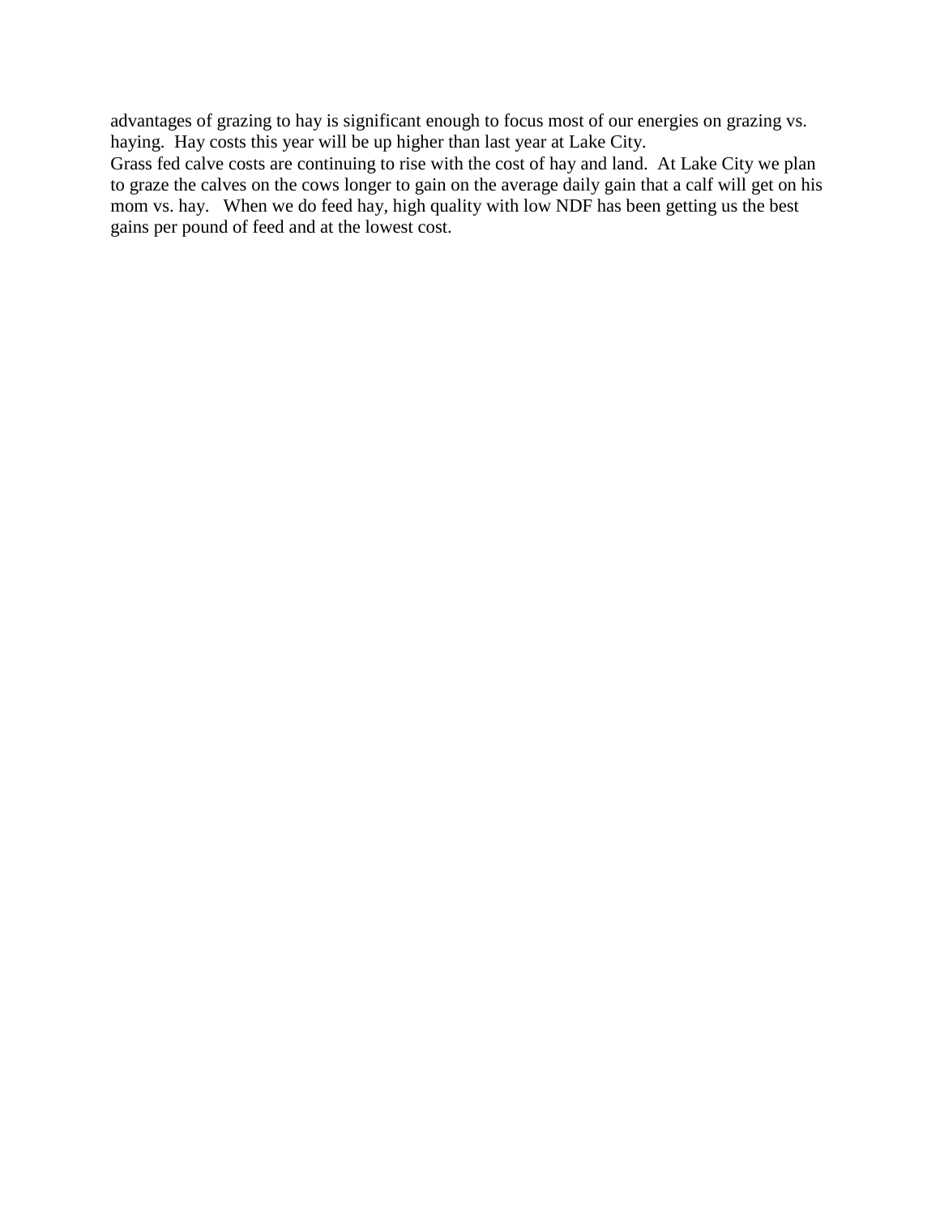advantages of grazing to hay is significant enough to focus most of our energies on grazing vs. haying. Hay costs this year will be up higher than last year at Lake City.

Grass fed calve costs are continuing to rise with the cost of hay and land. At Lake City we plan to graze the calves on the cows longer to gain on the average daily gain that a calf will get on his mom vs. hay. When we do feed hay, high quality with low NDF has been getting us the best gains per pound of feed and at the lowest cost.